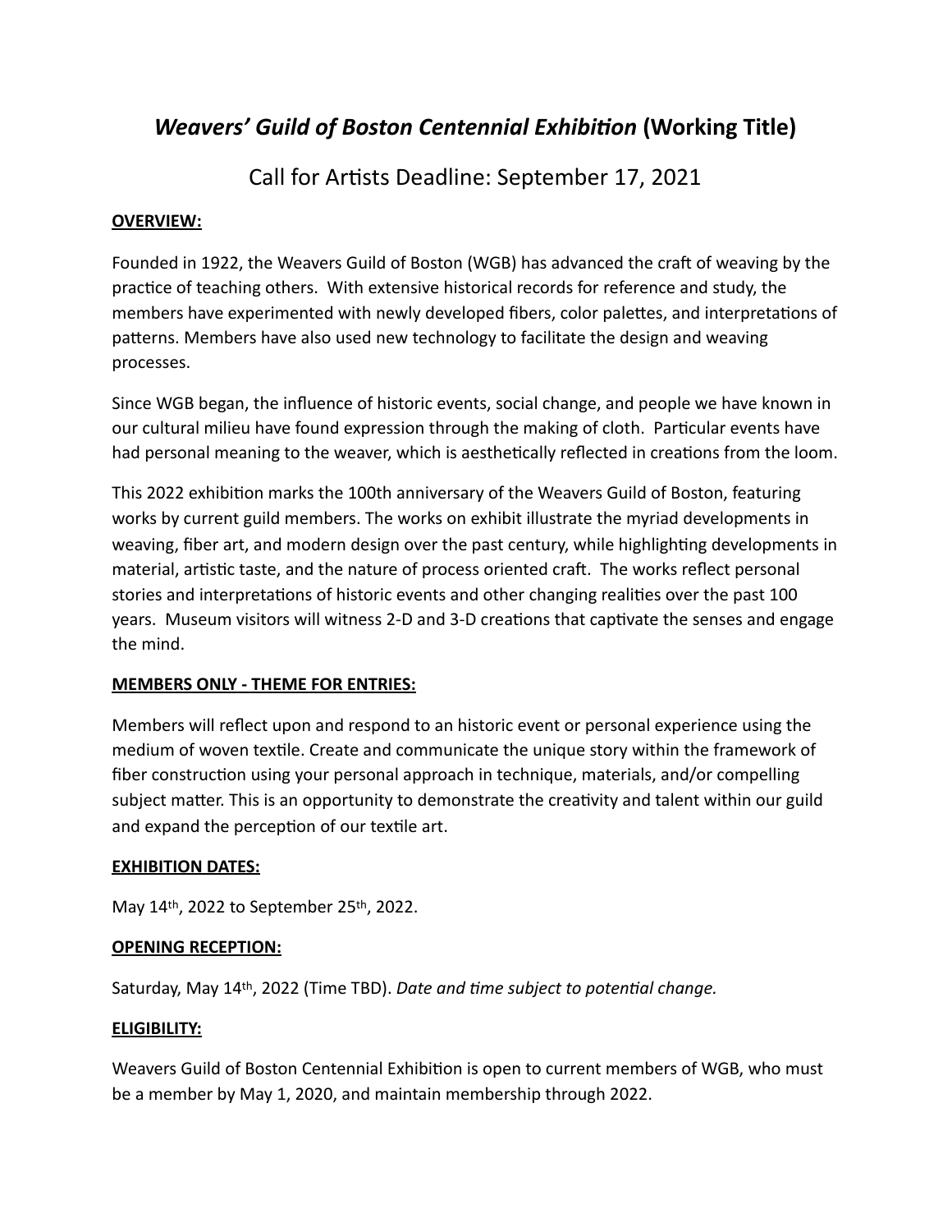# *Weavers' Guild of Boston Centennial Exhibition* (Working Title)

## Call for Artists Deadline: September 17, 2021

**OVERVIEW:**

Founded in 1922, the Weavers Guild of Boston (WGB) has advanced the craft of weaving by the practice of teaching others. With extensive historical records for reference and study, the members have experimented with newly developed fibers, color palettes, and interpretations of patterns. Members have also used new technology to facilitate the design and weaving processes.

Since WGB began, the influence of historic events, social change, and people we have known in our cultural milieu have found expression through the making of cloth. Particular events have had personal meaning to the weaver, which is aesthetically reflected in creations from the loom.

This 2022 exhibition marks the 100th anniversary of the Weavers Guild of Boston, featuring works by current guild members. The works on exhibit illustrate the myriad developments in weaving, fiber art, and modern design over the past century, while highlighting developments in material, artistic taste, and the nature of process oriented craft. The works reflect personal stories and interpretations of historic events and other changing realities over the past 100 years. Museum visitors will witness 2-D and 3-D creations that captivate the senses and engage the mind.

**MEMBERS ONLY - THEME FOR ENTRIES:**

Members will reflect upon and respond to an historic event or personal experience using the medium of woven textile. Create and communicate the unique story within the framework of fiber construction using your personal approach in technique, materials, and/or compelling subject matter. This is an opportunity to demonstrate the creativity and talent within our guild and expand the perception of our textile art.

**EXHIBITION DATES:**

May 14th, 2022 to September 25th, 2022.

**OPENING RECEPTION:**

Saturday, May 14th, 2022 (Time TBD). *Date and time subject to potential change.*

**ELIGIBILITY:**

Weavers Guild of Boston Centennial Exhibition is open to current members of WGB, who must be a member by May 1, 2020, and maintain membership through 2022.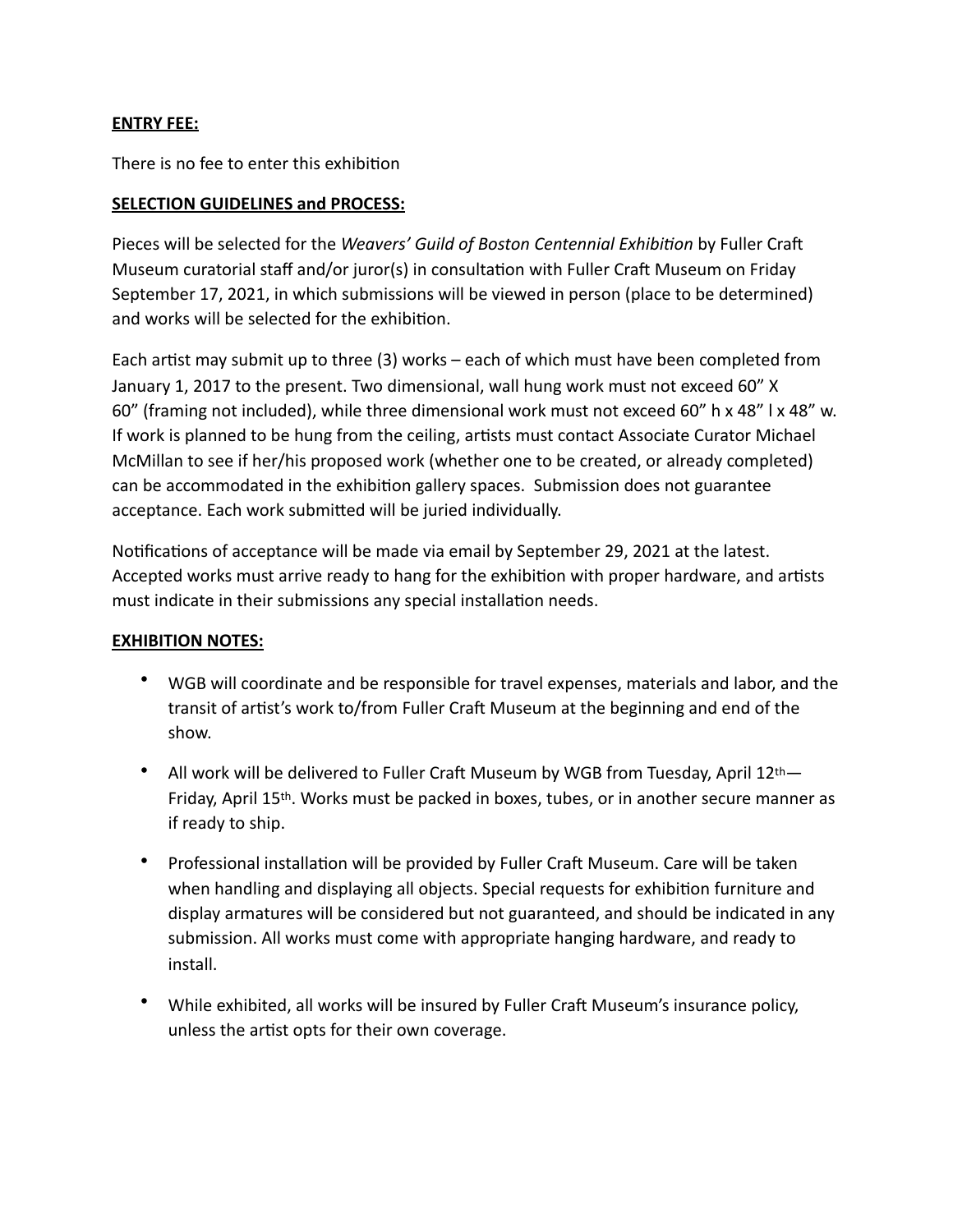**ENTRY FEE:**

There is no fee to enter this exhibition

**SELECTION GUIDELINES and PROCESS:**

Pieces will be selected for the *Weavers' Guild of Boston Centennial Exhibition* by Fuller Craft Museum curatorial staff and/or juror(s) in consultation with Fuller Craft Museum on Friday September 17, 2021, in which submissions will be viewed in person (place to be determined) and works will be selected for the exhibition.

Each artist may submit up to three (3) works – each of which must have been completed from January 1, 2017 to the present. Two dimensional, wall hung work must not exceed 60" X 60" (framing not included), while three dimensional work must not exceed 60" h x 48" l x 48" w. If work is planned to be hung from the ceiling, artists must contact Associate Curator Michael McMillan to see if her/his proposed work (whether one to be created, or already completed) can be accommodated in the exhibition gallery spaces. Submission does not guarantee acceptance. Each work submitted will be juried individually.

Notifications of acceptance will be made via email by September 29, 2021 at the latest. Accepted works must arrive ready to hang for the exhibition with proper hardware, and artists must indicate in their submissions any special installation needs.

**EXHIBITION NOTES:**

- WGB will coordinate and be responsible for travel expenses, materials and labor, and the transit of artist's work to/from Fuller Craft Museum at the beginning and end of the show.
- All work will be delivered to Fuller Craft Museum by WGB from Tuesday, April 12th—Friday, April 15th. Works must be packed in boxes, tubes, or in another secure manner as if ready to ship.
- Professional installation will be provided by Fuller Craft Museum. Care will be taken when handling and displaying all objects. Special requests for exhibition furniture and display armatures will be considered but not guaranteed, and should be indicated in any submission. All works must come with appropriate hanging hardware, and ready to install.
- While exhibited, all works will be insured by Fuller Craft Museum's insurance policy, unless the artist opts for their own coverage.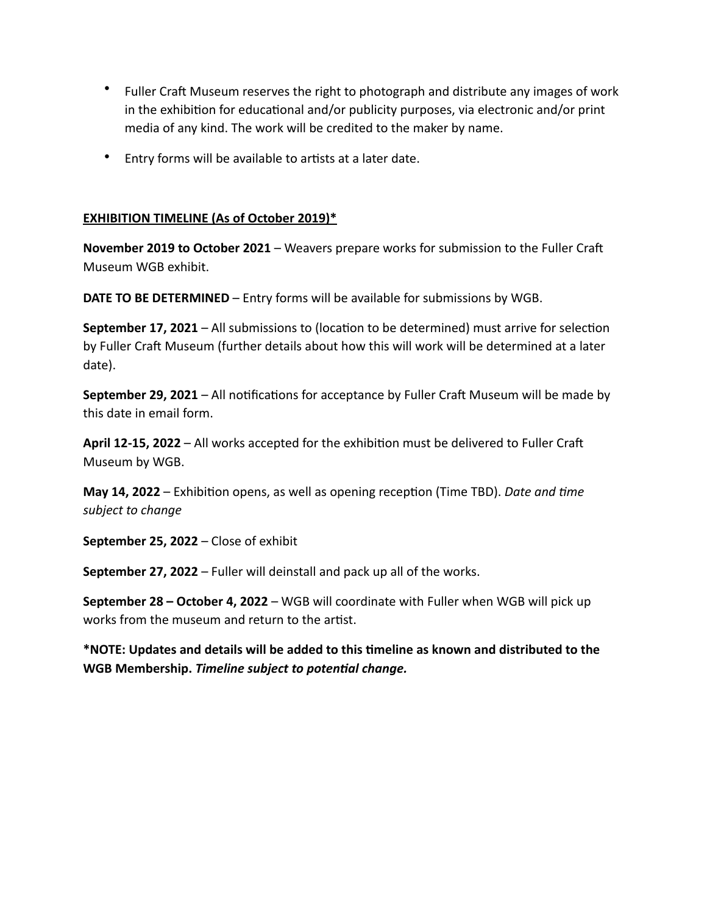- Fuller Craft Museum reserves the right to photograph and distribute any images of work in the exhibition for educational and/or publicity purposes, via electronic and/or print media of any kind. The work will be credited to the maker by name.
- Entry forms will be available to artists at a later date.

**EXHIBITION TIMELINE (As of October 2019)***

**November 2019 to October 2021** – Weavers prepare works for submission to the Fuller Craft Museum WGB exhibit.

**DATE TO BE DETERMINED** – Entry forms will be available for submissions by WGB.

**September 17, 2021** – All submissions to (location to be determined) must arrive for selection by Fuller Craft Museum (further details about how this will work will be determined at a later date).

**September 29, 2021** – All notifications for acceptance by Fuller Craft Museum will be made by this date in email form.

**April 12-15, 2022** – All works accepted for the exhibition must be delivered to Fuller Craft Museum by WGB.

**May 14, 2022** – Exhibition opens, as well as opening reception (Time TBD). *Date and time subject to change*

**September 25, 2022** – Close of exhibit

**September 27, 2022** – Fuller will deinstall and pack up all of the works.

**September 28 – October 4, 2022** – WGB will coordinate with Fuller when WGB will pick up works from the museum and return to the artist.

***NOTE: Updates and details will be added to this timeline as known and distributed to the WGB Membership. *Timeline subject to potential change.***